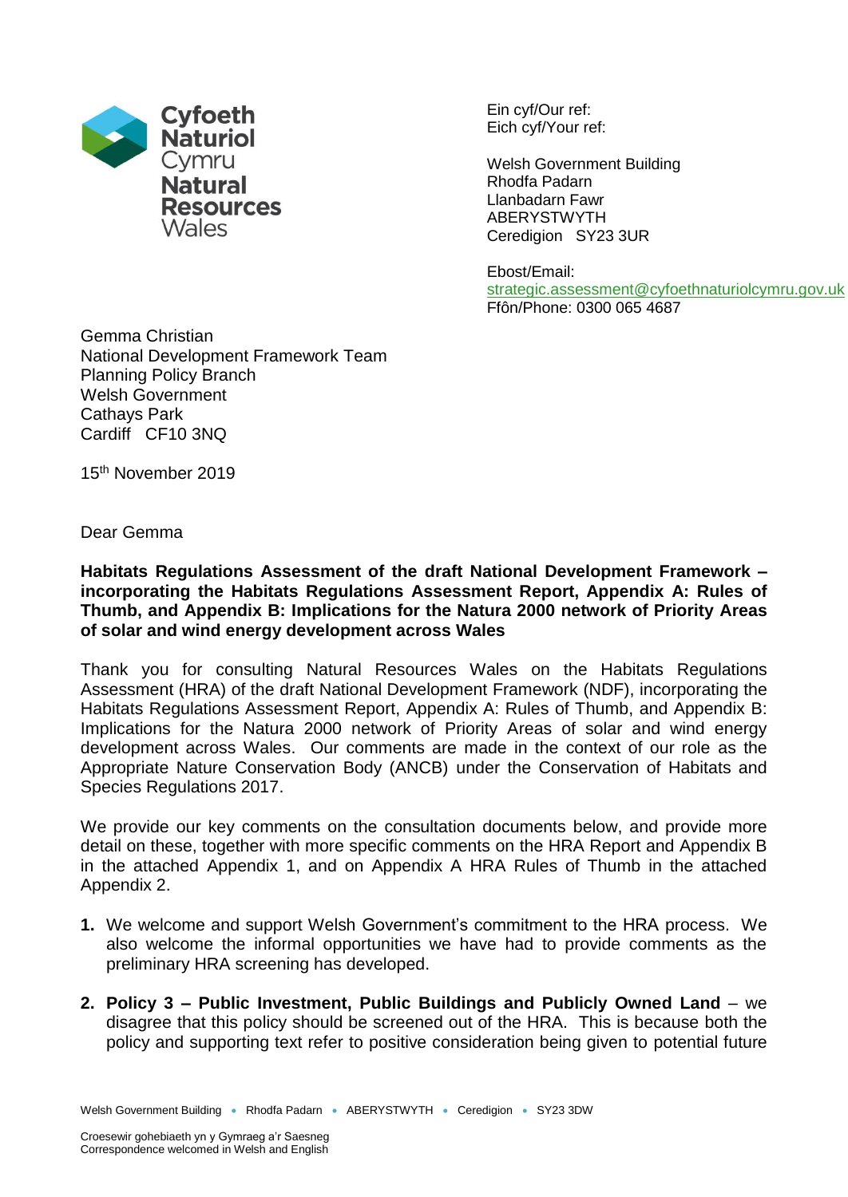Cyfoeth Naturiol Cymru
Natural Resources Wales

Ein cyf/Our ref:
Eich cyf/Your ref:

Welsh Government Building
Rhodfa Padarn
Llanbadarn Fawr
ABERYSTWYTH
Ceredigion SY23 3UR

Ebost/Email:
strategic.assessment@cyfoethnaturiolcymru.gov.uk
Ffôn/Phone: 0300 065 4687

Gemma Christian
National Development Framework Team
Planning Policy Branch
Welsh Government
Cathays Park
Cardiff CF10 3NQ

15th November 2019

Dear Gemma

**Habitats Regulations Assessment of the draft National Development Framework – incorporating the Habitats Regulations Assessment Report, Appendix A: Rules of Thumb, and Appendix B: Implications for the Natura 2000 network of Priority Areas of solar and wind energy development across Wales**

Thank you for consulting Natural Resources Wales on the Habitats Regulations Assessment (HRA) of the draft National Development Framework (NDF), incorporating the Habitats Regulations Assessment Report, Appendix A: Rules of Thumb, and Appendix B: Implications for the Natura 2000 network of Priority Areas of solar and wind energy development across Wales. Our comments are made in the context of our role as the Appropriate Nature Conservation Body (ANCB) under the Conservation of Habitats and Species Regulations 2017.

We provide our key comments on the consultation documents below, and provide more detail on these, together with more specific comments on the HRA Report and Appendix B in the attached Appendix 1, and on Appendix A HRA Rules of Thumb in the attached Appendix 2.

1. We welcome and support Welsh Government's commitment to the HRA process. We also welcome the informal opportunities we have had to provide comments as the preliminary HRA screening has developed.

2. **Policy 3 – Public Investment, Public Buildings and Publicly Owned Land** – we disagree that this policy should be screened out of the HRA. This is because both the policy and supporting text refer to positive consideration being given to potential future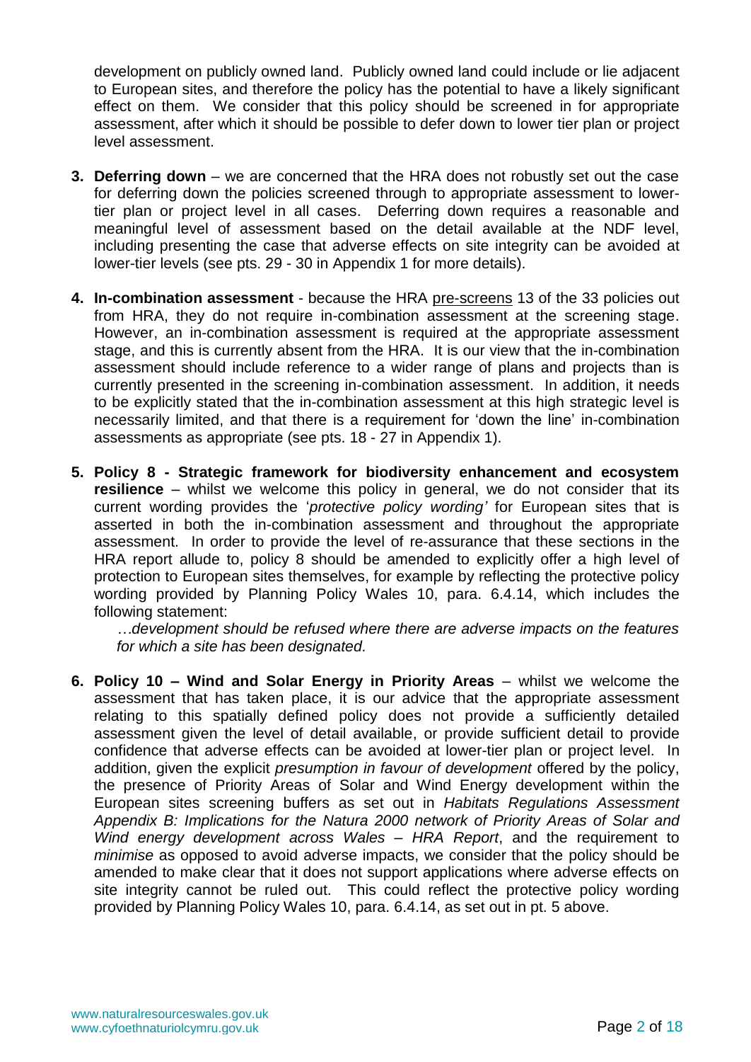development on publicly owned land. Publicly owned land could include or lie adjacent to European sites, and therefore the policy has the potential to have a likely significant effect on them. We consider that this policy should be screened in for appropriate assessment, after which it should be possible to defer down to lower tier plan or project level assessment.

3. **Deferring down** – we are concerned that the HRA does not robustly set out the case for deferring down the policies screened through to appropriate assessment to lower-tier plan or project level in all cases. Deferring down requires a reasonable and meaningful level of assessment based on the detail available at the NDF level, including presenting the case that adverse effects on site integrity can be avoided at lower-tier levels (see pts. 29 - 30 in Appendix 1 for more details).

4. **In-combination assessment** - because the HRA pre-screens 13 of the 33 policies out from HRA, they do not require in-combination assessment at the screening stage. However, an in-combination assessment is required at the appropriate assessment stage, and this is currently absent from the HRA. It is our view that the in-combination assessment should include reference to a wider range of plans and projects than is currently presented in the screening in-combination assessment. In addition, it needs to be explicitly stated that the in-combination assessment at this high strategic level is necessarily limited, and that there is a requirement for 'down the line' in-combination assessments as appropriate (see pts. 18 - 27 in Appendix 1).

5. **Policy 8 - Strategic framework for biodiversity enhancement and ecosystem resilience** – whilst we welcome this policy in general, we do not consider that its current wording provides the '*protective policy wording'* for European sites that is asserted in both the in-combination assessment and throughout the appropriate assessment. In order to provide the level of re-assurance that these sections in the HRA report allude to, policy 8 should be amended to explicitly offer a high level of protection to European sites themselves, for example by reflecting the protective policy wording provided by Planning Policy Wales 10, para. 6.4.14, which includes the following statement:

   *…development should be refused where there are adverse impacts on the features for which a site has been designated.*

6. **Policy 10 – Wind and Solar Energy in Priority Areas** – whilst we welcome the assessment that has taken place, it is our advice that the appropriate assessment relating to this spatially defined policy does not provide a sufficiently detailed assessment given the level of detail available, or provide sufficient detail to provide confidence that adverse effects can be avoided at lower-tier plan or project level. In addition, given the explicit *presumption in favour of development* offered by the policy, the presence of Priority Areas of Solar and Wind Energy development within the European sites screening buffers as set out in *Habitats Regulations Assessment Appendix B: Implications for the Natura 2000 network of Priority Areas of Solar and Wind energy development across Wales – HRA Report*, and the requirement to *minimise* as opposed to avoid adverse impacts, we consider that the policy should be amended to make clear that it does not support applications where adverse effects on site integrity cannot be ruled out. This could reflect the protective policy wording provided by Planning Policy Wales 10, para. 6.4.14, as set out in pt. 5 above.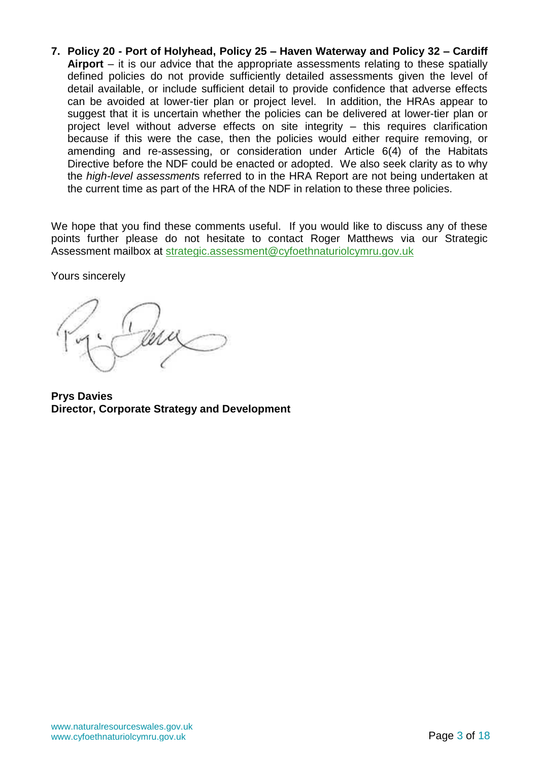7. **Policy 20 - Port of Holyhead, Policy 25 – Haven Waterway and Policy 32 – Cardiff Airport** – it is our advice that the appropriate assessments relating to these spatially defined policies do not provide sufficiently detailed assessments given the level of detail available, or include sufficient detail to provide confidence that adverse effects can be avoided at lower-tier plan or project level. In addition, the HRAs appear to suggest that it is uncertain whether the policies can be delivered at lower-tier plan or project level without adverse effects on site integrity – this requires clarification because if this were the case, then the policies would either require removing, or amending and re-assessing, or consideration under Article 6(4) of the Habitats Directive before the NDF could be enacted or adopted. We also seek clarity as to why the *high-level assessment*s referred to in the HRA Report are not being undertaken at the current time as part of the HRA of the NDF in relation to these three policies.

We hope that you find these comments useful. If you would like to discuss any of these points further please do not hesitate to contact Roger Matthews via our Strategic Assessment mailbox at strategic.assessment@cyfoethnaturiolcymru.gov.uk

Yours sincerely

**Prys Davies**
**Director, Corporate Strategy and Development**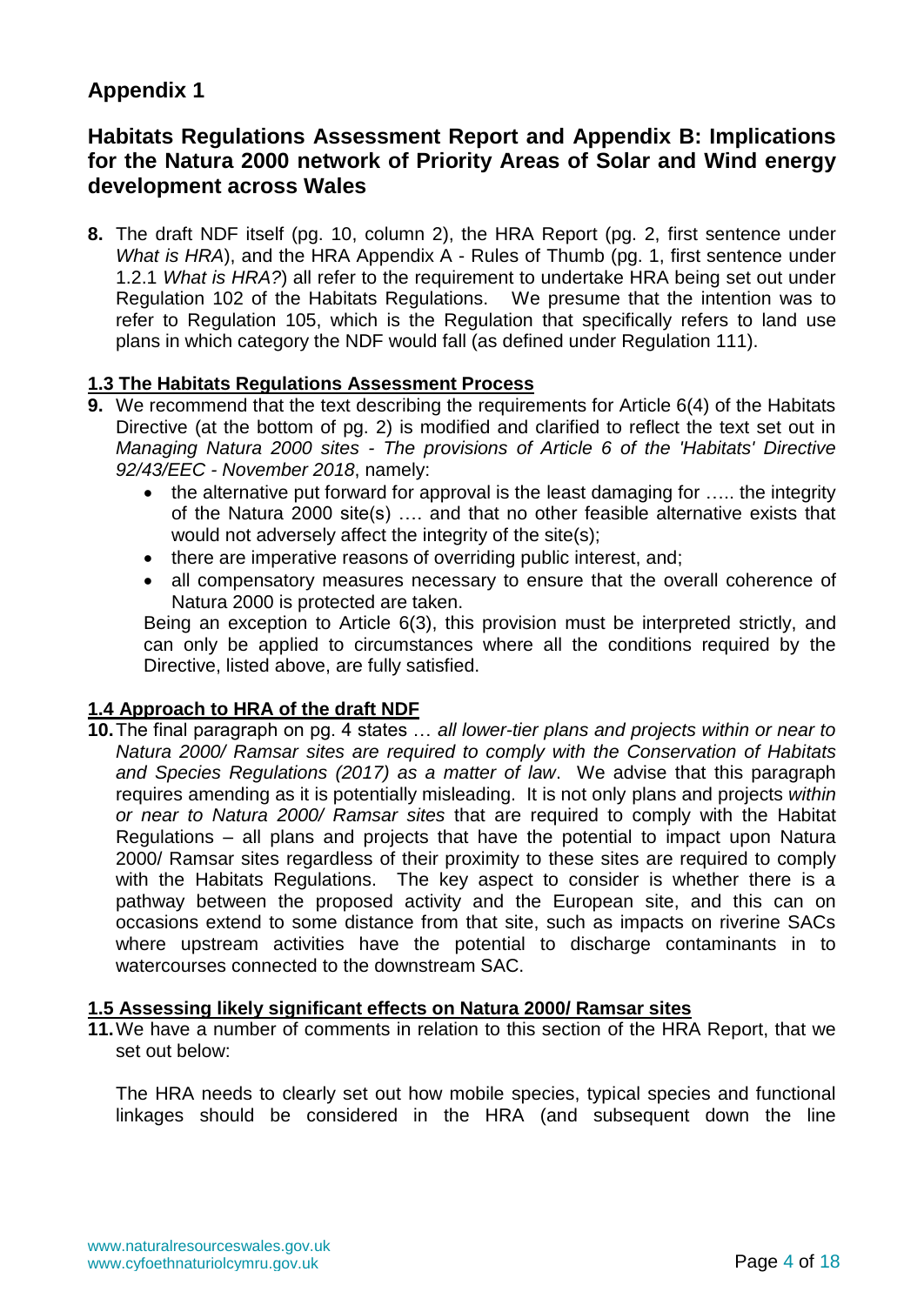## Appendix 1

## Habitats Regulations Assessment Report and Appendix B: Implications for the Natura 2000 network of Priority Areas of Solar and Wind energy development across Wales

**8.** The draft NDF itself (pg. 10, column 2), the HRA Report (pg. 2, first sentence under *What is HRA*), and the HRA Appendix A - Rules of Thumb (pg. 1, first sentence under 1.2.1 *What is HRA?*) all refer to the requirement to undertake HRA being set out under Regulation 102 of the Habitats Regulations. We presume that the intention was to refer to Regulation 105, which is the Regulation that specifically refers to land use plans in which category the NDF would fall (as defined under Regulation 111).

**1.3 The Habitats Regulations Assessment Process**

**9.** We recommend that the text describing the requirements for Article 6(4) of the Habitats Directive (at the bottom of pg. 2) is modified and clarified to reflect the text set out in *Managing Natura 2000 sites - The provisions of Article 6 of the 'Habitats' Directive 92/43/EEC - November 2018*, namely:

- the alternative put forward for approval is the least damaging for ….. the integrity of the Natura 2000 site(s) …. and that no other feasible alternative exists that would not adversely affect the integrity of the site(s);
- there are imperative reasons of overriding public interest, and;
- all compensatory measures necessary to ensure that the overall coherence of Natura 2000 is protected are taken.

Being an exception to Article 6(3), this provision must be interpreted strictly, and can only be applied to circumstances where all the conditions required by the Directive, listed above, are fully satisfied.

**1.4 Approach to HRA of the draft NDF**

**10.** The final paragraph on pg. 4 states … *all lower-tier plans and projects within or near to Natura 2000/ Ramsar sites are required to comply with the Conservation of Habitats and Species Regulations (2017) as a matter of law*. We advise that this paragraph requires amending as it is potentially misleading. It is not only plans and projects *within or near to Natura 2000/ Ramsar sites* that are required to comply with the Habitat Regulations – all plans and projects that have the potential to impact upon Natura 2000/ Ramsar sites regardless of their proximity to these sites are required to comply with the Habitats Regulations. The key aspect to consider is whether there is a pathway between the proposed activity and the European site, and this can on occasions extend to some distance from that site, such as impacts on riverine SACs where upstream activities have the potential to discharge contaminants in to watercourses connected to the downstream SAC.

**1.5 Assessing likely significant effects on Natura 2000/ Ramsar sites**

**11.** We have a number of comments in relation to this section of the HRA Report, that we set out below:

The HRA needs to clearly set out how mobile species, typical species and functional linkages should be considered in the HRA (and subsequent down the line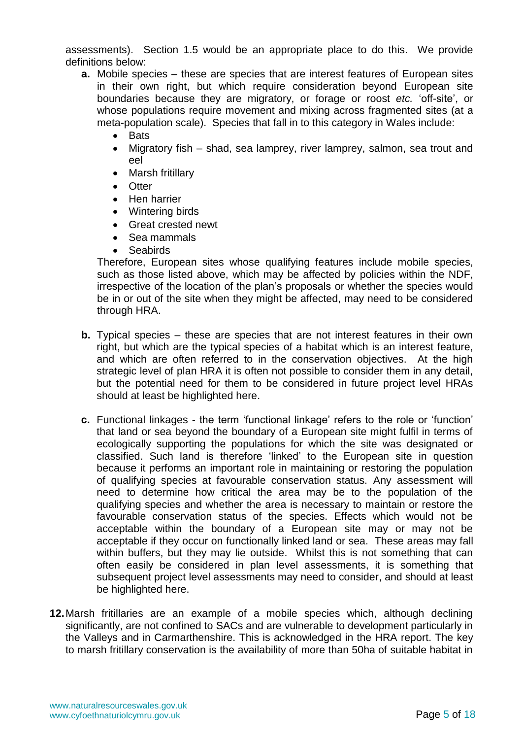assessments). Section 1.5 would be an appropriate place to do this. We provide definitions below:

**a.** Mobile species – these are species that are interest features of European sites in their own right, but which require consideration beyond European site boundaries because they are migratory, or forage or roost *etc.* 'off-site', or whose populations require movement and mixing across fragmented sites (at a meta-population scale). Species that fall in to this category in Wales include:

- Bats
- Migratory fish – shad, sea lamprey, river lamprey, salmon, sea trout and eel
- Marsh fritillary
- Otter
- Hen harrier
- Wintering birds
- Great crested newt
- Sea mammals
- Seabirds

Therefore, European sites whose qualifying features include mobile species, such as those listed above, which may be affected by policies within the NDF, irrespective of the location of the plan's proposals or whether the species would be in or out of the site when they might be affected, may need to be considered through HRA.

**b.** Typical species – these are species that are not interest features in their own right, but which are the typical species of a habitat which is an interest feature, and which are often referred to in the conservation objectives. At the high strategic level of plan HRA it is often not possible to consider them in any detail, but the potential need for them to be considered in future project level HRAs should at least be highlighted here.

**c.** Functional linkages - the term 'functional linkage' refers to the role or 'function' that land or sea beyond the boundary of a European site might fulfil in terms of ecologically supporting the populations for which the site was designated or classified. Such land is therefore 'linked' to the European site in question because it performs an important role in maintaining or restoring the population of qualifying species at favourable conservation status. Any assessment will need to determine how critical the area may be to the population of the qualifying species and whether the area is necessary to maintain or restore the favourable conservation status of the species. Effects which would not be acceptable within the boundary of a European site may or may not be acceptable if they occur on functionally linked land or sea. These areas may fall within buffers, but they may lie outside. Whilst this is not something that can often easily be considered in plan level assessments, it is something that subsequent project level assessments may need to consider, and should at least be highlighted here.

**12.** Marsh fritillaries are an example of a mobile species which, although declining significantly, are not confined to SACs and are vulnerable to development particularly in the Valleys and in Carmarthenshire. This is acknowledged in the HRA report. The key to marsh fritillary conservation is the availability of more than 50ha of suitable habitat in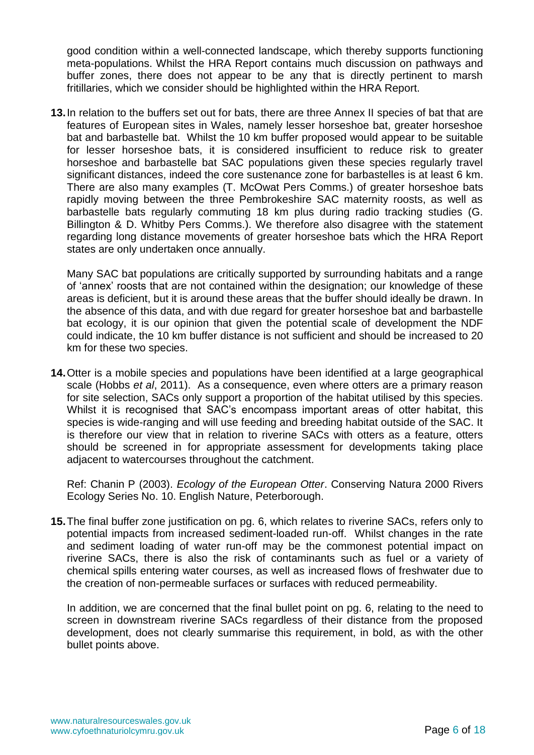good condition within a well-connected landscape, which thereby supports functioning meta-populations. Whilst the HRA Report contains much discussion on pathways and buffer zones, there does not appear to be any that is directly pertinent to marsh fritillaries, which we consider should be highlighted within the HRA Report.

**13.** In relation to the buffers set out for bats, there are three Annex II species of bat that are features of European sites in Wales, namely lesser horseshoe bat, greater horseshoe bat and barbastelle bat. Whilst the 10 km buffer proposed would appear to be suitable for lesser horseshoe bats, it is considered insufficient to reduce risk to greater horseshoe and barbastelle bat SAC populations given these species regularly travel significant distances, indeed the core sustenance zone for barbastelles is at least 6 km. There are also many examples (T. McOwat Pers Comms.) of greater horseshoe bats rapidly moving between the three Pembrokeshire SAC maternity roosts, as well as barbastelle bats regularly commuting 18 km plus during radio tracking studies (G. Billington & D. Whitby Pers Comms.). We therefore also disagree with the statement regarding long distance movements of greater horseshoe bats which the HRA Report states are only undertaken once annually.

Many SAC bat populations are critically supported by surrounding habitats and a range of 'annex' roosts that are not contained within the designation; our knowledge of these areas is deficient, but it is around these areas that the buffer should ideally be drawn. In the absence of this data, and with due regard for greater horseshoe bat and barbastelle bat ecology, it is our opinion that given the potential scale of development the NDF could indicate, the 10 km buffer distance is not sufficient and should be increased to 20 km for these two species.

**14.** Otter is a mobile species and populations have been identified at a large geographical scale (Hobbs *et al*, 2011). As a consequence, even where otters are a primary reason for site selection, SACs only support a proportion of the habitat utilised by this species. Whilst it is recognised that SAC's encompass important areas of otter habitat, this species is wide-ranging and will use feeding and breeding habitat outside of the SAC. It is therefore our view that in relation to riverine SACs with otters as a feature, otters should be screened in for appropriate assessment for developments taking place adjacent to watercourses throughout the catchment.

Ref: Chanin P (2003). *Ecology of the European Otter*. Conserving Natura 2000 Rivers Ecology Series No. 10. English Nature, Peterborough.

**15.** The final buffer zone justification on pg. 6, which relates to riverine SACs, refers only to potential impacts from increased sediment-loaded run-off. Whilst changes in the rate and sediment loading of water run-off may be the commonest potential impact on riverine SACs, there is also the risk of contaminants such as fuel or a variety of chemical spills entering water courses, as well as increased flows of freshwater due to the creation of non-permeable surfaces or surfaces with reduced permeability.

In addition, we are concerned that the final bullet point on pg. 6, relating to the need to screen in downstream riverine SACs regardless of their distance from the proposed development, does not clearly summarise this requirement, in bold, as with the other bullet points above.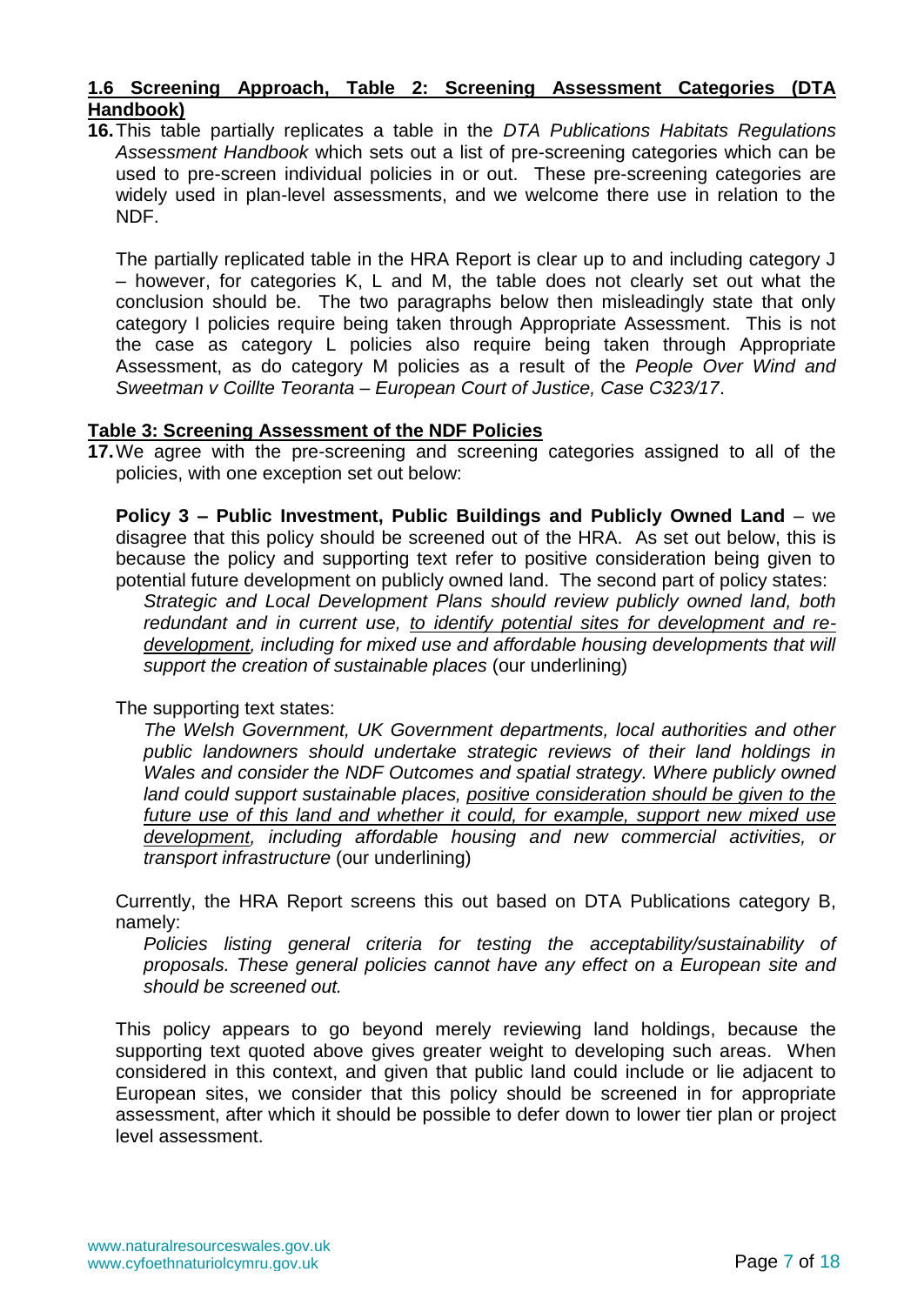**<u>1.6 Screening Approach, Table 2: Screening Assessment Categories (DTA Handbook)</u>**

16. This table partially replicates a table in the *DTA Publications Habitats Regulations Assessment Handbook* which sets out a list of pre-screening categories which can be used to pre-screen individual policies in or out. These pre-screening categories are widely used in plan-level assessments, and we welcome there use in relation to the NDF.

    The partially replicated table in the HRA Report is clear up to and including category J – however, for categories K, L and M, the table does not clearly set out what the conclusion should be. The two paragraphs below then misleadingly state that only category I policies require being taken through Appropriate Assessment. This is not the case as category L policies also require being taken through Appropriate Assessment, as do category M policies as a result of the *People Over Wind and Sweetman v Coillte Teoranta – European Court of Justice, Case C323/17*.

**<u>Table 3: Screening Assessment of the NDF Policies</u>**

17. We agree with the pre-screening and screening categories assigned to all of the policies, with one exception set out below:

    **Policy 3 – Public Investment, Public Buildings and Publicly Owned Land** – we disagree that this policy should be screened out of the HRA. As set out below, this is because the policy and supporting text refer to positive consideration being given to potential future development on publicly owned land. The second part of policy states:

    *Strategic and Local Development Plans should review publicly owned land, both redundant and in current use, <u>to identify potential sites for development and re-development</u>, including for mixed use and affordable housing developments that will support the creation of sustainable places* (our underlining)

    The supporting text states:

    *The Welsh Government, UK Government departments, local authorities and other public landowners should undertake strategic reviews of their land holdings in Wales and consider the NDF Outcomes and spatial strategy. Where publicly owned land could support sustainable places, <u>positive consideration should be given to the future use of this land and whether it could, for example, support new mixed use development</u>, including affordable housing and new commercial activities, or transport infrastructure* (our underlining)

    Currently, the HRA Report screens this out based on DTA Publications category B, namely:

    *Policies listing general criteria for testing the acceptability/sustainability of proposals. These general policies cannot have any effect on a European site and should be screened out.*

    This policy appears to go beyond merely reviewing land holdings, because the supporting text quoted above gives greater weight to developing such areas. When considered in this context, and given that public land could include or lie adjacent to European sites, we consider that this policy should be screened in for appropriate assessment, after which it should be possible to defer down to lower tier plan or project level assessment.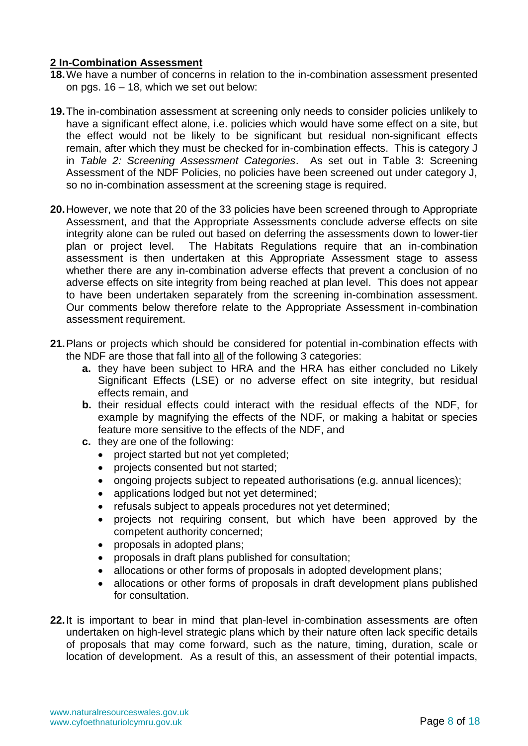## 2 In-Combination Assessment

**18.** We have a number of concerns in relation to the in-combination assessment presented on pgs. 16 – 18, which we set out below:

**19.** The in-combination assessment at screening only needs to consider policies unlikely to have a significant effect alone, i.e. policies which would have some effect on a site, but the effect would not be likely to be significant but residual non-significant effects remain, after which they must be checked for in-combination effects. This is category J in *Table 2: Screening Assessment Categories*. As set out in Table 3: Screening Assessment of the NDF Policies, no policies have been screened out under category J, so no in-combination assessment at the screening stage is required.

**20.** However, we note that 20 of the 33 policies have been screened through to Appropriate Assessment, and that the Appropriate Assessments conclude adverse effects on site integrity alone can be ruled out based on deferring the assessments down to lower-tier plan or project level. The Habitats Regulations require that an in-combination assessment is then undertaken at this Appropriate Assessment stage to assess whether there are any in-combination adverse effects that prevent a conclusion of no adverse effects on site integrity from being reached at plan level. This does not appear to have been undertaken separately from the screening in-combination assessment. Our comments below therefore relate to the Appropriate Assessment in-combination assessment requirement.

**21.** Plans or projects which should be considered for potential in-combination effects with the NDF are those that fall into all of the following 3 categories:

- **a.** they have been subject to HRA and the HRA has either concluded no Likely Significant Effects (LSE) or no adverse effect on site integrity, but residual effects remain, and
- **b.** their residual effects could interact with the residual effects of the NDF, for example by magnifying the effects of the NDF, or making a habitat or species feature more sensitive to the effects of the NDF, and
- **c.** they are one of the following:
  - project started but not yet completed;
  - projects consented but not started;
  - ongoing projects subject to repeated authorisations (e.g. annual licences);
  - applications lodged but not yet determined;
  - refusals subject to appeals procedures not yet determined;
  - projects not requiring consent, but which have been approved by the competent authority concerned;
  - proposals in adopted plans;
  - proposals in draft plans published for consultation;
  - allocations or other forms of proposals in adopted development plans;
  - allocations or other forms of proposals in draft development plans published for consultation.

**22.** It is important to bear in mind that plan-level in-combination assessments are often undertaken on high-level strategic plans which by their nature often lack specific details of proposals that may come forward, such as the nature, timing, duration, scale or location of development. As a result of this, an assessment of their potential impacts,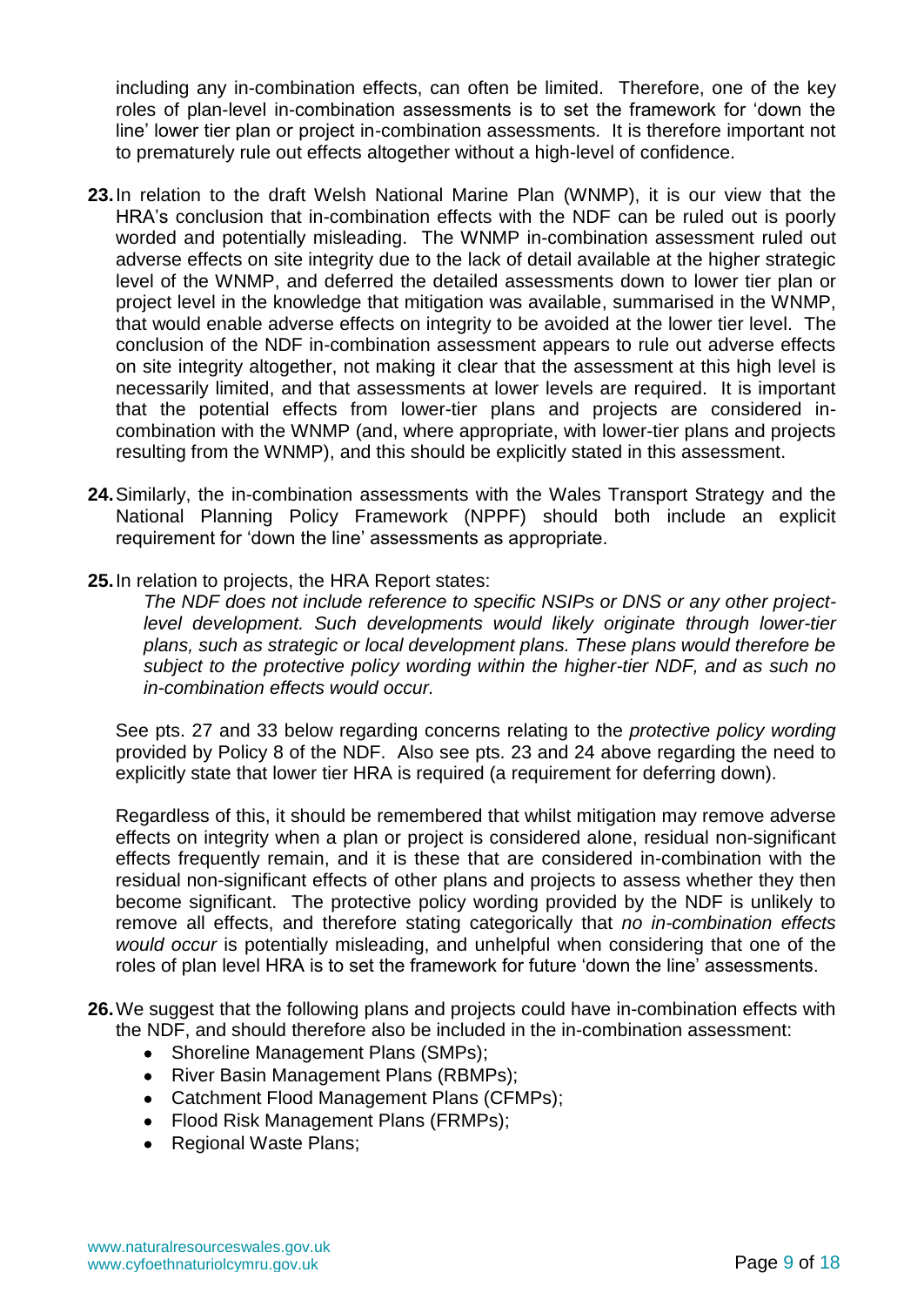including any in-combination effects, can often be limited. Therefore, one of the key roles of plan-level in-combination assessments is to set the framework for 'down the line' lower tier plan or project in-combination assessments. It is therefore important not to prematurely rule out effects altogether without a high-level of confidence.

**23.** In relation to the draft Welsh National Marine Plan (WNMP), it is our view that the HRA's conclusion that in-combination effects with the NDF can be ruled out is poorly worded and potentially misleading. The WNMP in-combination assessment ruled out adverse effects on site integrity due to the lack of detail available at the higher strategic level of the WNMP, and deferred the detailed assessments down to lower tier plan or project level in the knowledge that mitigation was available, summarised in the WNMP, that would enable adverse effects on integrity to be avoided at the lower tier level. The conclusion of the NDF in-combination assessment appears to rule out adverse effects on site integrity altogether, not making it clear that the assessment at this high level is necessarily limited, and that assessments at lower levels are required. It is important that the potential effects from lower-tier plans and projects are considered in-combination with the WNMP (and, where appropriate, with lower-tier plans and projects resulting from the WNMP), and this should be explicitly stated in this assessment.

**24.** Similarly, the in-combination assessments with the Wales Transport Strategy and the National Planning Policy Framework (NPPF) should both include an explicit requirement for 'down the line' assessments as appropriate.

**25.** In relation to projects, the HRA Report states:

*The NDF does not include reference to specific NSIPs or DNS or any other project-level development. Such developments would likely originate through lower-tier plans, such as strategic or local development plans. These plans would therefore be subject to the protective policy wording within the higher-tier NDF, and as such no in-combination effects would occur.*

See pts. 27 and 33 below regarding concerns relating to the *protective policy wording* provided by Policy 8 of the NDF. Also see pts. 23 and 24 above regarding the need to explicitly state that lower tier HRA is required (a requirement for deferring down).

Regardless of this, it should be remembered that whilst mitigation may remove adverse effects on integrity when a plan or project is considered alone, residual non-significant effects frequently remain, and it is these that are considered in-combination with the residual non-significant effects of other plans and projects to assess whether they then become significant. The protective policy wording provided by the NDF is unlikely to remove all effects, and therefore stating categorically that *no in-combination effects would occur* is potentially misleading, and unhelpful when considering that one of the roles of plan level HRA is to set the framework for future 'down the line' assessments.

**26.** We suggest that the following plans and projects could have in-combination effects with the NDF, and should therefore also be included in the in-combination assessment:

- Shoreline Management Plans (SMPs);
- River Basin Management Plans (RBMPs);
- Catchment Flood Management Plans (CFMPs);
- Flood Risk Management Plans (FRMPs);
- Regional Waste Plans;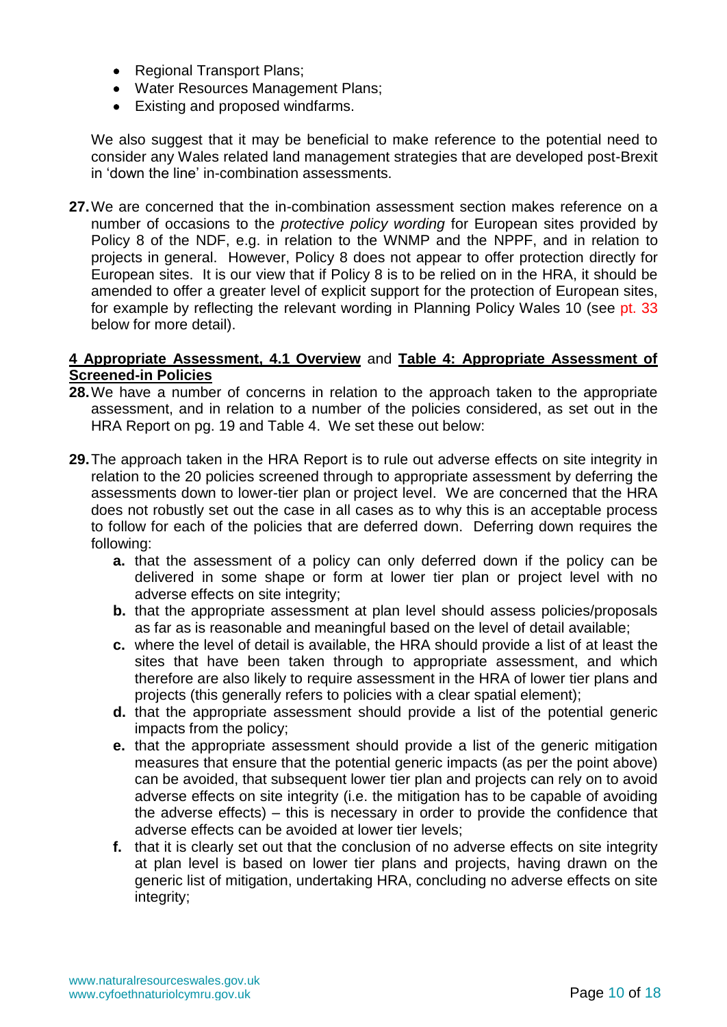- Regional Transport Plans;
- Water Resources Management Plans;
- Existing and proposed windfarms.

We also suggest that it may be beneficial to make reference to the potential need to consider any Wales related land management strategies that are developed post-Brexit in 'down the line' in-combination assessments.

**27.** We are concerned that the in-combination assessment section makes reference on a number of occasions to the *protective policy wording* for European sites provided by Policy 8 of the NDF, e.g. in relation to the WNMP and the NPPF, and in relation to projects in general. However, Policy 8 does not appear to offer protection directly for European sites. It is our view that if Policy 8 is to be relied on in the HRA, it should be amended to offer a greater level of explicit support for the protection of European sites, for example by reflecting the relevant wording in Planning Policy Wales 10 (see pt. 33 below for more detail).

**<u>4 Appropriate Assessment, 4.1 Overview</u>** and **<u>Table 4: Appropriate Assessment of Screened-in Policies</u>**

**28.** We have a number of concerns in relation to the approach taken to the appropriate assessment, and in relation to a number of the policies considered, as set out in the HRA Report on pg. 19 and Table 4. We set these out below:

**29.** The approach taken in the HRA Report is to rule out adverse effects on site integrity in relation to the 20 policies screened through to appropriate assessment by deferring the assessments down to lower-tier plan or project level. We are concerned that the HRA does not robustly set out the case in all cases as to why this is an acceptable process to follow for each of the policies that are deferred down. Deferring down requires the following:

   **a.** that the assessment of a policy can only deferred down if the policy can be delivered in some shape or form at lower tier plan or project level with no adverse effects on site integrity;

   **b.** that the appropriate assessment at plan level should assess policies/proposals as far as is reasonable and meaningful based on the level of detail available;

   **c.** where the level of detail is available, the HRA should provide a list of at least the sites that have been taken through to appropriate assessment, and which therefore are also likely to require assessment in the HRA of lower tier plans and projects (this generally refers to policies with a clear spatial element);

   **d.** that the appropriate assessment should provide a list of the potential generic impacts from the policy;

   **e.** that the appropriate assessment should provide a list of the generic mitigation measures that ensure that the potential generic impacts (as per the point above) can be avoided, that subsequent lower tier plan and projects can rely on to avoid adverse effects on site integrity (i.e. the mitigation has to be capable of avoiding the adverse effects) – this is necessary in order to provide the confidence that adverse effects can be avoided at lower tier levels;

   **f.** that it is clearly set out that the conclusion of no adverse effects on site integrity at plan level is based on lower tier plans and projects, having drawn on the generic list of mitigation, undertaking HRA, concluding no adverse effects on site integrity;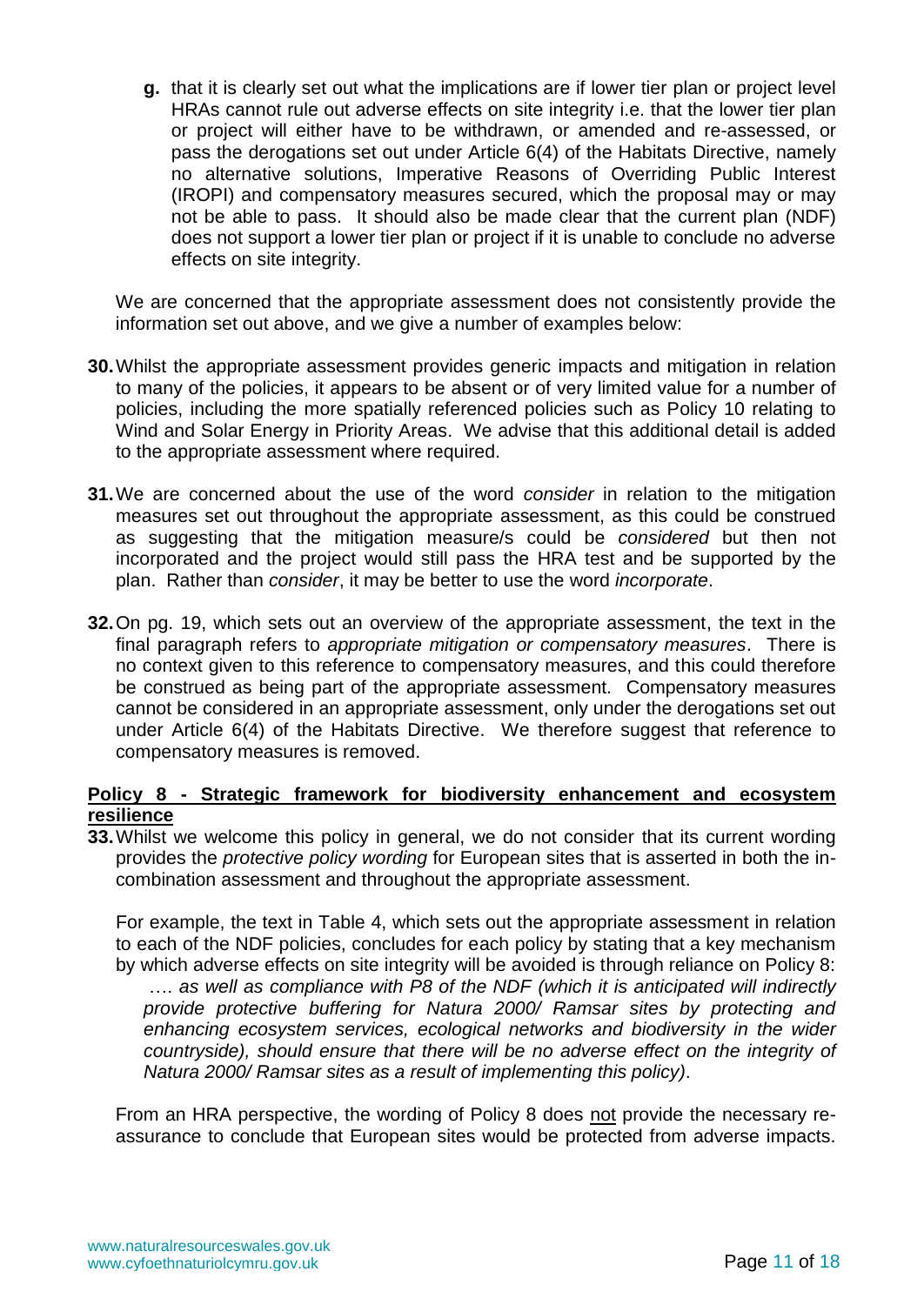**g.** that it is clearly set out what the implications are if lower tier plan or project level HRAs cannot rule out adverse effects on site integrity i.e. that the lower tier plan or project will either have to be withdrawn, or amended and re-assessed, or pass the derogations set out under Article 6(4) of the Habitats Directive, namely no alternative solutions, Imperative Reasons of Overriding Public Interest (IROPI) and compensatory measures secured, which the proposal may or may not be able to pass. It should also be made clear that the current plan (NDF) does not support a lower tier plan or project if it is unable to conclude no adverse effects on site integrity.

We are concerned that the appropriate assessment does not consistently provide the information set out above, and we give a number of examples below:

**30.** Whilst the appropriate assessment provides generic impacts and mitigation in relation to many of the policies, it appears to be absent or of very limited value for a number of policies, including the more spatially referenced policies such as Policy 10 relating to Wind and Solar Energy in Priority Areas. We advise that this additional detail is added to the appropriate assessment where required.

**31.** We are concerned about the use of the word *consider* in relation to the mitigation measures set out throughout the appropriate assessment, as this could be construed as suggesting that the mitigation measure/s could be *considered* but then not incorporated and the project would still pass the HRA test and be supported by the plan. Rather than *consider*, it may be better to use the word *incorporate*.

**32.** On pg. 19, which sets out an overview of the appropriate assessment, the text in the final paragraph refers to *appropriate mitigation or compensatory measures*. There is no context given to this reference to compensatory measures, and this could therefore be construed as being part of the appropriate assessment. Compensatory measures cannot be considered in an appropriate assessment, only under the derogations set out under Article 6(4) of the Habitats Directive. We therefore suggest that reference to compensatory measures is removed.

**Policy 8 - Strategic framework for biodiversity enhancement and ecosystem resilience**

**33.** Whilst we welcome this policy in general, we do not consider that its current wording provides the *protective policy wording* for European sites that is asserted in both the in-combination assessment and throughout the appropriate assessment.

For example, the text in Table 4, which sets out the appropriate assessment in relation to each of the NDF policies, concludes for each policy by stating that a key mechanism by which adverse effects on site integrity will be avoided is through reliance on Policy 8:

…. *as well as compliance with P8 of the NDF (which it is anticipated will indirectly provide protective buffering for Natura 2000/ Ramsar sites by protecting and enhancing ecosystem services, ecological networks and biodiversity in the wider countryside), should ensure that there will be no adverse effect on the integrity of Natura 2000/ Ramsar sites as a result of implementing this policy)*.

From an HRA perspective, the wording of Policy 8 does not provide the necessary re-assurance to conclude that European sites would be protected from adverse impacts.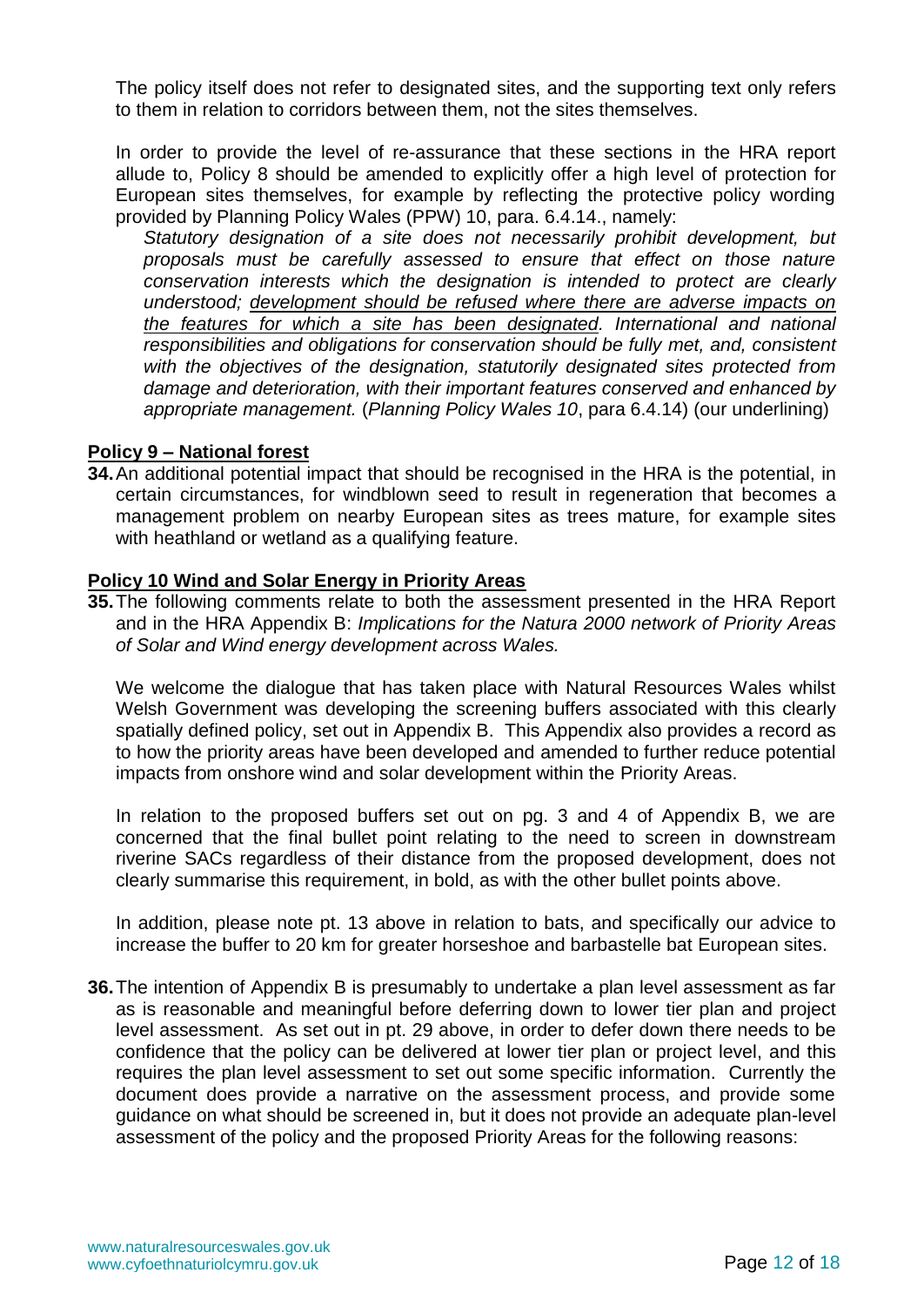The policy itself does not refer to designated sites, and the supporting text only refers to them in relation to corridors between them, not the sites themselves.

In order to provide the level of re-assurance that these sections in the HRA report allude to, Policy 8 should be amended to explicitly offer a high level of protection for European sites themselves, for example by reflecting the protective policy wording provided by Planning Policy Wales (PPW) 10, para. 6.4.14., namely:

> *Statutory designation of a site does not necessarily prohibit development, but proposals must be carefully assessed to ensure that effect on those nature conservation interests which the designation is intended to protect are clearly understood; <u>development should be refused where there are adverse impacts on the features for which a site has been designated</u>. International and national responsibilities and obligations for conservation should be fully met, and, consistent with the objectives of the designation, statutorily designated sites protected from damage and deterioration, with their important features conserved and enhanced by appropriate management.* (*Planning Policy Wales 10*, para 6.4.14) (our underlining)

**<u>Policy 9 – National forest</u>**

**34.** An additional potential impact that should be recognised in the HRA is the potential, in certain circumstances, for windblown seed to result in regeneration that becomes a management problem on nearby European sites as trees mature, for example sites with heathland or wetland as a qualifying feature.

**<u>Policy 10 Wind and Solar Energy in Priority Areas</u>**

**35.** The following comments relate to both the assessment presented in the HRA Report and in the HRA Appendix B: *Implications for the Natura 2000 network of Priority Areas of Solar and Wind energy development across Wales.*

We welcome the dialogue that has taken place with Natural Resources Wales whilst Welsh Government was developing the screening buffers associated with this clearly spatially defined policy, set out in Appendix B. This Appendix also provides a record as to how the priority areas have been developed and amended to further reduce potential impacts from onshore wind and solar development within the Priority Areas.

In relation to the proposed buffers set out on pg. 3 and 4 of Appendix B, we are concerned that the final bullet point relating to the need to screen in downstream riverine SACs regardless of their distance from the proposed development, does not clearly summarise this requirement, in bold, as with the other bullet points above.

In addition, please note pt. 13 above in relation to bats, and specifically our advice to increase the buffer to 20 km for greater horseshoe and barbastelle bat European sites.

**36.** The intention of Appendix B is presumably to undertake a plan level assessment as far as is reasonable and meaningful before deferring down to lower tier plan and project level assessment. As set out in pt. 29 above, in order to defer down there needs to be confidence that the policy can be delivered at lower tier plan or project level, and this requires the plan level assessment to set out some specific information. Currently the document does provide a narrative on the assessment process, and provide some guidance on what should be screened in, but it does not provide an adequate plan-level assessment of the policy and the proposed Priority Areas for the following reasons: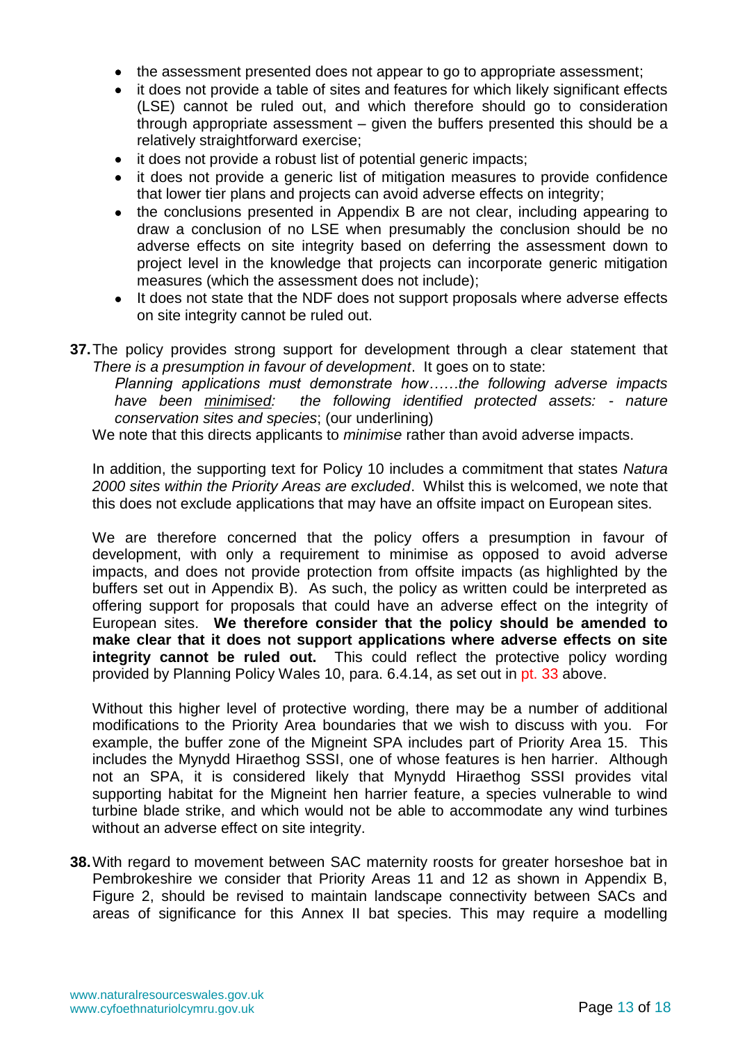- the assessment presented does not appear to go to appropriate assessment;
- it does not provide a table of sites and features for which likely significant effects (LSE) cannot be ruled out, and which therefore should go to consideration through appropriate assessment – given the buffers presented this should be a relatively straightforward exercise;
- it does not provide a robust list of potential generic impacts;
- it does not provide a generic list of mitigation measures to provide confidence that lower tier plans and projects can avoid adverse effects on integrity;
- the conclusions presented in Appendix B are not clear, including appearing to draw a conclusion of no LSE when presumably the conclusion should be no adverse effects on site integrity based on deferring the assessment down to project level in the knowledge that projects can incorporate generic mitigation measures (which the assessment does not include);
- It does not state that the NDF does not support proposals where adverse effects on site integrity cannot be ruled out.

**37.** The policy provides strong support for development through a clear statement that *There is a presumption in favour of development*. It goes on to state:

*Planning applications must demonstrate how……the following adverse impacts have been minimised: the following identified protected assets: - nature conservation sites and species*; (our underlining)

We note that this directs applicants to *minimise* rather than avoid adverse impacts.

In addition, the supporting text for Policy 10 includes a commitment that states *Natura 2000 sites within the Priority Areas are excluded*. Whilst this is welcomed, we note that this does not exclude applications that may have an offsite impact on European sites.

We are therefore concerned that the policy offers a presumption in favour of development, with only a requirement to minimise as opposed to avoid adverse impacts, and does not provide protection from offsite impacts (as highlighted by the buffers set out in Appendix B). As such, the policy as written could be interpreted as offering support for proposals that could have an adverse effect on the integrity of European sites. **We therefore consider that the policy should be amended to make clear that it does not support applications where adverse effects on site integrity cannot be ruled out.** This could reflect the protective policy wording provided by Planning Policy Wales 10, para. 6.4.14, as set out in pt. 33 above.

Without this higher level of protective wording, there may be a number of additional modifications to the Priority Area boundaries that we wish to discuss with you. For example, the buffer zone of the Migneint SPA includes part of Priority Area 15. This includes the Mynydd Hiraethog SSSI, one of whose features is hen harrier. Although not an SPA, it is considered likely that Mynydd Hiraethog SSSI provides vital supporting habitat for the Migneint hen harrier feature, a species vulnerable to wind turbine blade strike, and which would not be able to accommodate any wind turbines without an adverse effect on site integrity.

**38.** With regard to movement between SAC maternity roosts for greater horseshoe bat in Pembrokeshire we consider that Priority Areas 11 and 12 as shown in Appendix B, Figure 2, should be revised to maintain landscape connectivity between SACs and areas of significance for this Annex II bat species. This may require a modelling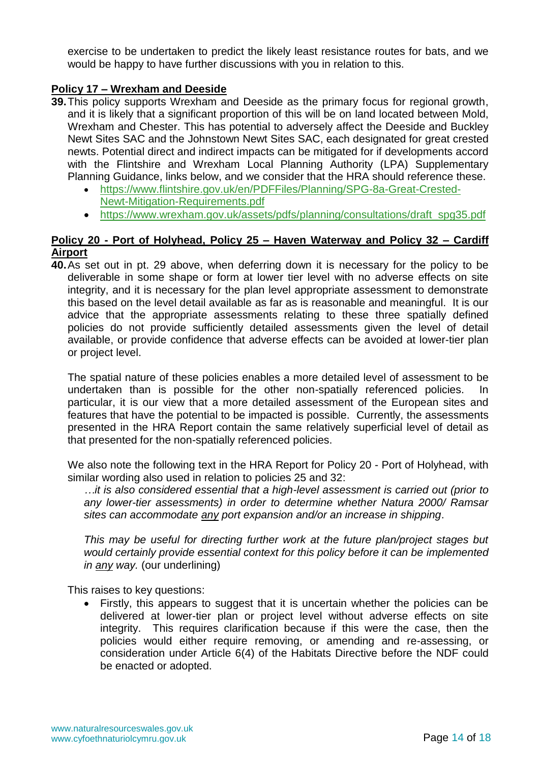exercise to be undertaken to predict the likely least resistance routes for bats, and we would be happy to have further discussions with you in relation to this.

**<u>Policy 17 – Wrexham and Deeside</u>**

**39.** This policy supports Wrexham and Deeside as the primary focus for regional growth, and it is likely that a significant proportion of this will be on land located between Mold, Wrexham and Chester. This has potential to adversely affect the Deeside and Buckley Newt Sites SAC and the Johnstown Newt Sites SAC, each designated for great crested newts. Potential direct and indirect impacts can be mitigated for if developments accord with the Flintshire and Wrexham Local Planning Authority (LPA) Supplementary Planning Guidance, links below, and we consider that the HRA should reference these.

- https://www.flintshire.gov.uk/en/PDFFiles/Planning/SPG-8a-Great-Crested-Newt-Mitigation-Requirements.pdf
- https://www.wrexham.gov.uk/assets/pdfs/planning/consultations/draft_spg35.pdf

**<u>Policy 20 - Port of Holyhead, Policy 25 – Haven Waterway and Policy 32 – Cardiff Airport</u>**

**40.** As set out in pt. 29 above, when deferring down it is necessary for the policy to be deliverable in some shape or form at lower tier level with no adverse effects on site integrity, and it is necessary for the plan level appropriate assessment to demonstrate this based on the level detail available as far as is reasonable and meaningful. It is our advice that the appropriate assessments relating to these three spatially defined policies do not provide sufficiently detailed assessments given the level of detail available, or provide confidence that adverse effects can be avoided at lower-tier plan or project level.

The spatial nature of these policies enables a more detailed level of assessment to be undertaken than is possible for the other non-spatially referenced policies. In particular, it is our view that a more detailed assessment of the European sites and features that have the potential to be impacted is possible. Currently, the assessments presented in the HRA Report contain the same relatively superficial level of detail as that presented for the non-spatially referenced policies.

We also note the following text in the HRA Report for Policy 20 - Port of Holyhead, with similar wording also used in relation to policies 25 and 32:

*…it is also considered essential that a high-level assessment is carried out (prior to any lower-tier assessments) in order to determine whether Natura 2000/ Ramsar sites can accommodate <u>any</u> port expansion and/or an increase in shipping*.

*This may be useful for directing further work at the future plan/project stages but would certainly provide essential context for this policy before it can be implemented in <u>any</u> way.* (our underlining)

This raises to key questions:

- Firstly, this appears to suggest that it is uncertain whether the policies can be delivered at lower-tier plan or project level without adverse effects on site integrity. This requires clarification because if this were the case, then the policies would either require removing, or amending and re-assessing, or consideration under Article 6(4) of the Habitats Directive before the NDF could be enacted or adopted.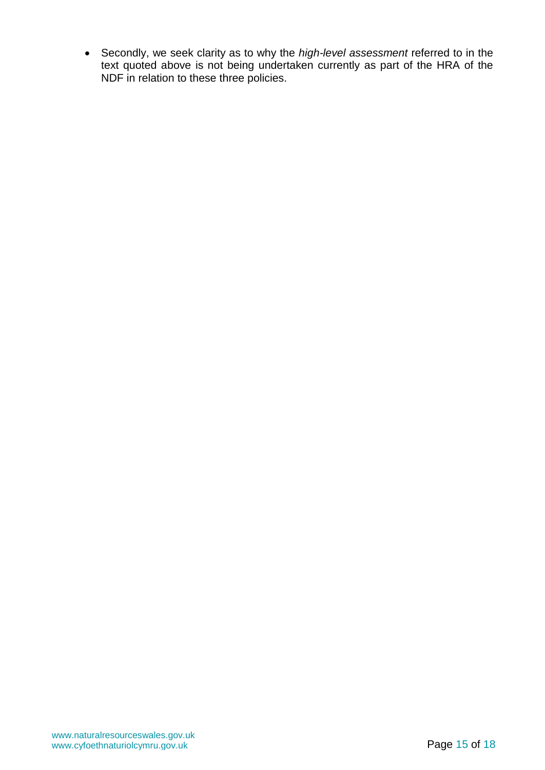- Secondly, we seek clarity as to why the *high-level assessment* referred to in the text quoted above is not being undertaken currently as part of the HRA of the NDF in relation to these three policies.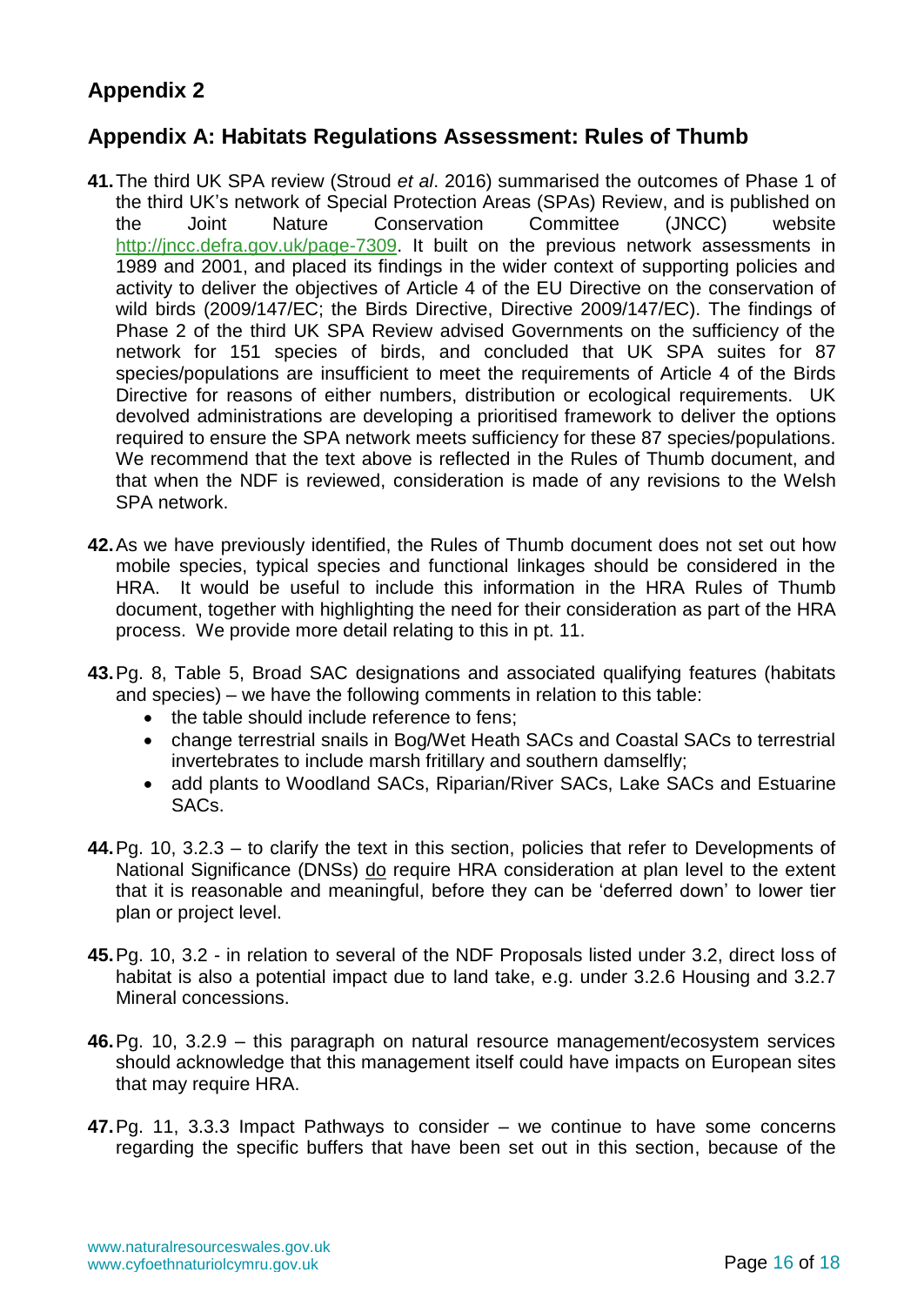## Appendix 2

## Appendix A: Habitats Regulations Assessment: Rules of Thumb

**41.** The third UK SPA review (Stroud *et al*. 2016) summarised the outcomes of Phase 1 of the third UK's network of Special Protection Areas (SPAs) Review, and is published on the Joint Nature Conservation Committee (JNCC) website http://jncc.defra.gov.uk/page-7309. It built on the previous network assessments in 1989 and 2001, and placed its findings in the wider context of supporting policies and activity to deliver the objectives of Article 4 of the EU Directive on the conservation of wild birds (2009/147/EC; the Birds Directive, Directive 2009/147/EC). The findings of Phase 2 of the third UK SPA Review advised Governments on the sufficiency of the network for 151 species of birds, and concluded that UK SPA suites for 87 species/populations are insufficient to meet the requirements of Article 4 of the Birds Directive for reasons of either numbers, distribution or ecological requirements. UK devolved administrations are developing a prioritised framework to deliver the options required to ensure the SPA network meets sufficiency for these 87 species/populations. We recommend that the text above is reflected in the Rules of Thumb document, and that when the NDF is reviewed, consideration is made of any revisions to the Welsh SPA network.

**42.** As we have previously identified, the Rules of Thumb document does not set out how mobile species, typical species and functional linkages should be considered in the HRA. It would be useful to include this information in the HRA Rules of Thumb document, together with highlighting the need for their consideration as part of the HRA process. We provide more detail relating to this in pt. 11.

**43.** Pg. 8, Table 5, Broad SAC designations and associated qualifying features (habitats and species) – we have the following comments in relation to this table:
- the table should include reference to fens;
- change terrestrial snails in Bog/Wet Heath SACs and Coastal SACs to terrestrial invertebrates to include marsh fritillary and southern damselfly;
- add plants to Woodland SACs, Riparian/River SACs, Lake SACs and Estuarine SACs.

**44.** Pg. 10, 3.2.3 – to clarify the text in this section, policies that refer to Developments of National Significance (DNSs) <u>do</u> require HRA consideration at plan level to the extent that it is reasonable and meaningful, before they can be 'deferred down' to lower tier plan or project level.

**45.** Pg. 10, 3.2 - in relation to several of the NDF Proposals listed under 3.2, direct loss of habitat is also a potential impact due to land take, e.g. under 3.2.6 Housing and 3.2.7 Mineral concessions.

**46.** Pg. 10, 3.2.9 – this paragraph on natural resource management/ecosystem services should acknowledge that this management itself could have impacts on European sites that may require HRA.

**47.** Pg. 11, 3.3.3 Impact Pathways to consider – we continue to have some concerns regarding the specific buffers that have been set out in this section, because of the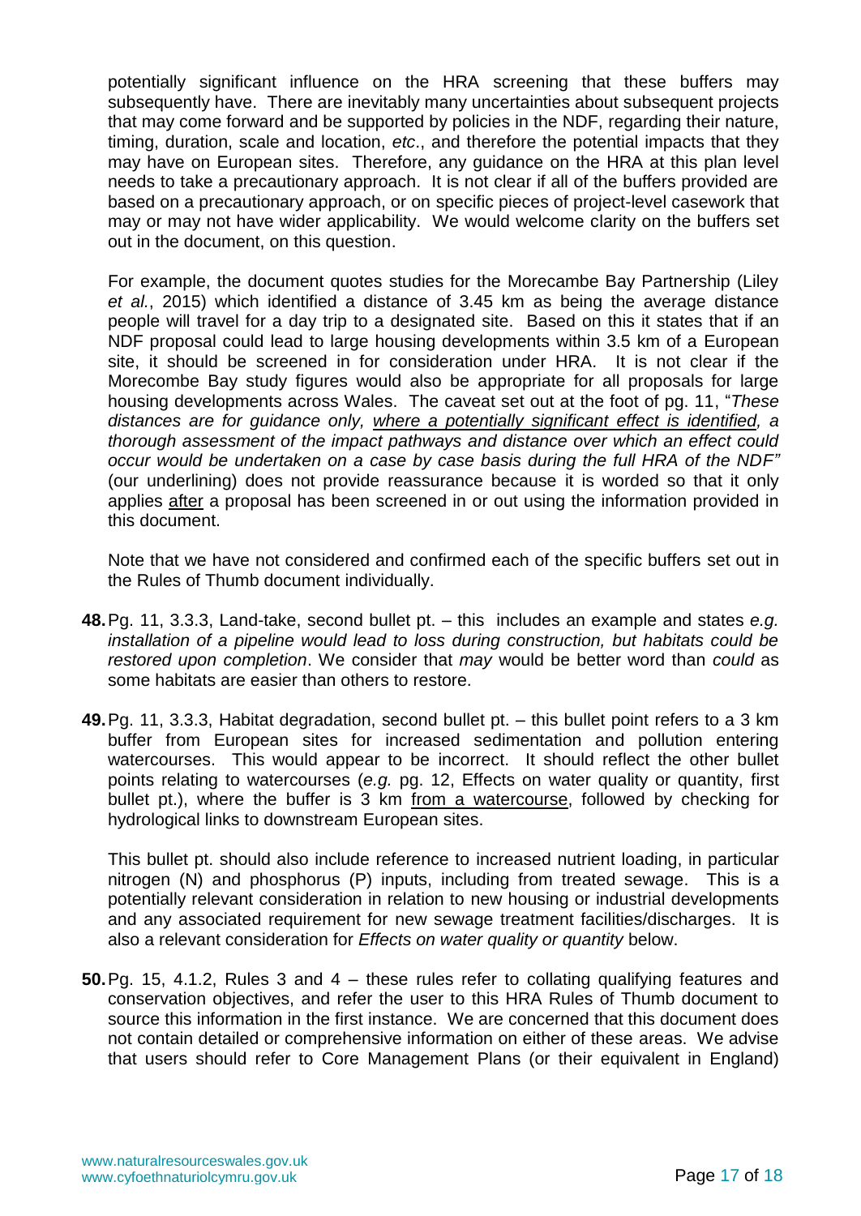potentially significant influence on the HRA screening that these buffers may subsequently have. There are inevitably many uncertainties about subsequent projects that may come forward and be supported by policies in the NDF, regarding their nature, timing, duration, scale and location, *etc*., and therefore the potential impacts that they may have on European sites. Therefore, any guidance on the HRA at this plan level needs to take a precautionary approach. It is not clear if all of the buffers provided are based on a precautionary approach, or on specific pieces of project-level casework that may or may not have wider applicability. We would welcome clarity on the buffers set out in the document, on this question.

For example, the document quotes studies for the Morecambe Bay Partnership (Liley *et al.*, 2015) which identified a distance of 3.45 km as being the average distance people will travel for a day trip to a designated site. Based on this it states that if an NDF proposal could lead to large housing developments within 3.5 km of a European site, it should be screened in for consideration under HRA. It is not clear if the Morecambe Bay study figures would also be appropriate for all proposals for large housing developments across Wales. The caveat set out at the foot of pg. 11, "*These distances are for guidance only, <u>where a potentially significant effect is identified</u>, a thorough assessment of the impact pathways and distance over which an effect could occur would be undertaken on a case by case basis during the full HRA of the NDF"* (our underlining) does not provide reassurance because it is worded so that it only applies <u>after</u> a proposal has been screened in or out using the information provided in this document.

Note that we have not considered and confirmed each of the specific buffers set out in the Rules of Thumb document individually.

**48.** Pg. 11, 3.3.3, Land-take, second bullet pt. – this includes an example and states *e.g. installation of a pipeline would lead to loss during construction, but habitats could be restored upon completion*. We consider that *may* would be better word than *could* as some habitats are easier than others to restore.

**49.** Pg. 11, 3.3.3, Habitat degradation, second bullet pt. – this bullet point refers to a 3 km buffer from European sites for increased sedimentation and pollution entering watercourses. This would appear to be incorrect. It should reflect the other bullet points relating to watercourses (*e.g.* pg. 12, Effects on water quality or quantity, first bullet pt.), where the buffer is 3 km <u>from a watercourse</u>, followed by checking for hydrological links to downstream European sites.

This bullet pt. should also include reference to increased nutrient loading, in particular nitrogen (N) and phosphorus (P) inputs, including from treated sewage. This is a potentially relevant consideration in relation to new housing or industrial developments and any associated requirement for new sewage treatment facilities/discharges. It is also a relevant consideration for *Effects on water quality or quantity* below.

**50.** Pg. 15, 4.1.2, Rules 3 and 4 – these rules refer to collating qualifying features and conservation objectives, and refer the user to this HRA Rules of Thumb document to source this information in the first instance. We are concerned that this document does not contain detailed or comprehensive information on either of these areas. We advise that users should refer to Core Management Plans (or their equivalent in England)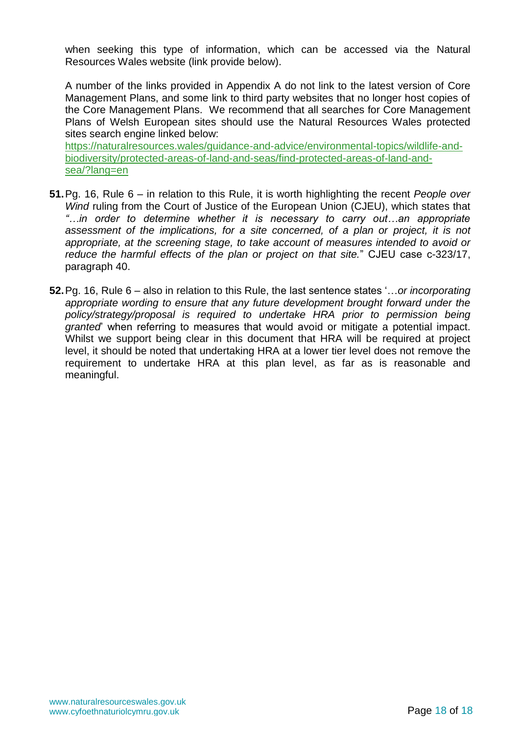when seeking this type of information, which can be accessed via the Natural Resources Wales website (link provide below).

A number of the links provided in Appendix A do not link to the latest version of Core Management Plans, and some link to third party websites that no longer host copies of the Core Management Plans. We recommend that all searches for Core Management Plans of Welsh European sites should use the Natural Resources Wales protected sites search engine linked below:
https://naturalresources.wales/guidance-and-advice/environmental-topics/wildlife-and-biodiversity/protected-areas-of-land-and-seas/find-protected-areas-of-land-and-sea/?lang=en

**51.** Pg. 16, Rule 6 – in relation to this Rule, it is worth highlighting the recent *People over Wind* ruling from the Court of Justice of the European Union (CJEU), which states that *"…in order to determine whether it is necessary to carry out…an appropriate assessment of the implications, for a site concerned, of a plan or project, it is not appropriate, at the screening stage, to take account of measures intended to avoid or reduce the harmful effects of the plan or project on that site.*" CJEU case c-323/17, paragraph 40.

**52.** Pg. 16, Rule 6 – also in relation to this Rule, the last sentence states '…*or incorporating appropriate wording to ensure that any future development brought forward under the policy/strategy/proposal is required to undertake HRA prior to permission being granted*' when referring to measures that would avoid or mitigate a potential impact. Whilst we support being clear in this document that HRA will be required at project level, it should be noted that undertaking HRA at a lower tier level does not remove the requirement to undertake HRA at this plan level, as far as is reasonable and meaningful.

www.naturalresourceswales.gov.uk
www.cyfoethnaturiolcymru.gov.uk